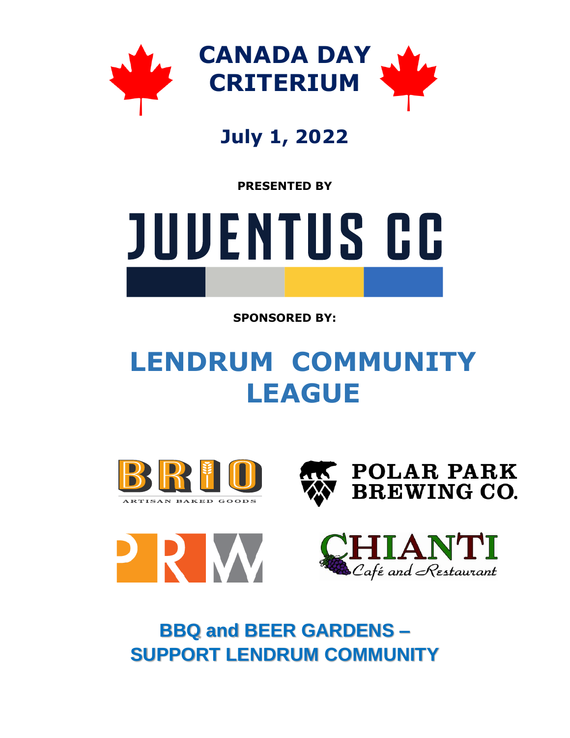# CANADA DAY CRITERIUM

## July 1, 2022

**PRESENTED BY**

# JUVENTUS CC

**SPONSORED BY:**

## LENDRUM COMMUNITY LEAGUE

BRIO
ARTISAN BAKED GOODS

POLAR PARK BREWING CO.

PRW

CHIANTI
Café and Restaurant

## BBQ and BEER GARDENS – SUPPORT LENDRUM COMMUNITY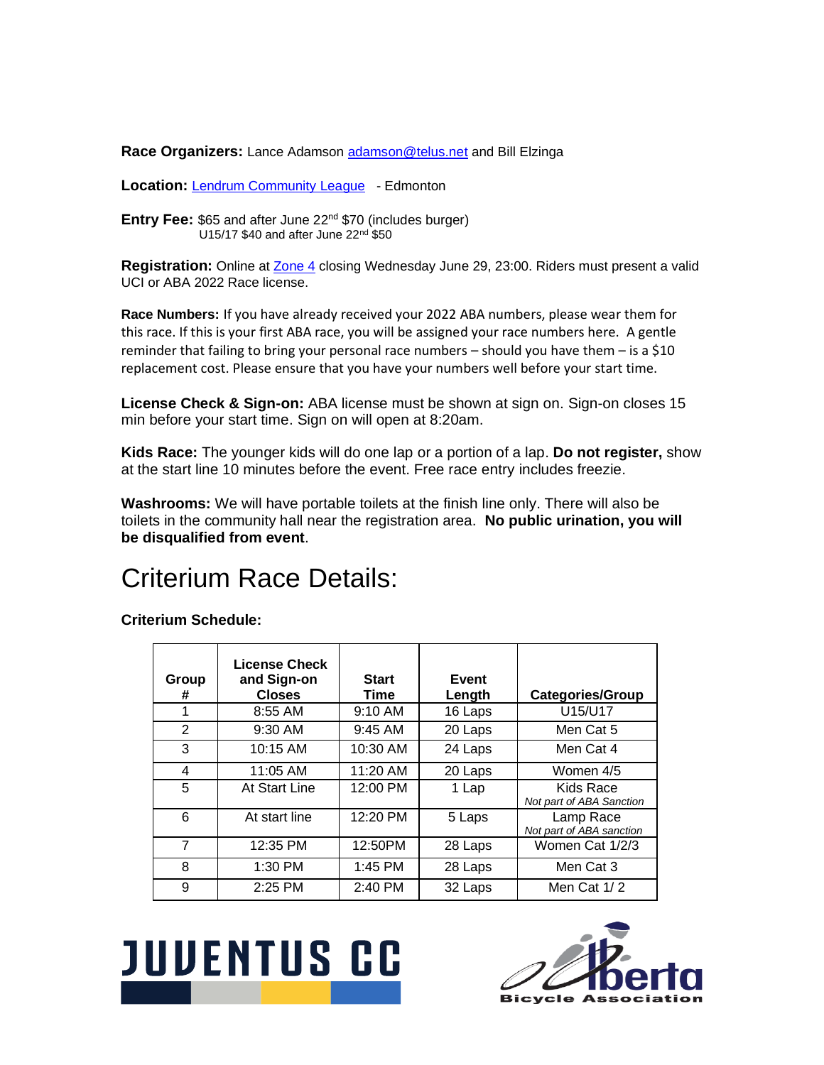**Race Organizers:** Lance Adamson [adamson@telus.net](mailto:adamson@telus.net) and Bill Elzinga

**Location:** [Lendrum Community League](#) - Edmonton

**Entry Fee:** $65 and after June 22nd $70 (includes burger)
U15/17 $40 and after June 22nd $50

**Registration:** Online at [Zone 4](#) closing Wednesday June 29, 23:00. Riders must present a valid UCI or ABA 2022 Race license.

**Race Numbers:** If you have already received your 2022 ABA numbers, please wear them for this race. If this is your first ABA race, you will be assigned your race numbers here. A gentle reminder that failing to bring your personal race numbers – should you have them – is a $10 replacement cost. Please ensure that you have your numbers well before your start time.

**License Check & Sign-on:** ABA license must be shown at sign on. Sign-on closes 15 min before your start time. Sign on will open at 8:20am.

**Kids Race:** The younger kids will do one lap or a portion of a lap. **Do not register,** show at the start line 10 minutes before the event. Free race entry includes freezie.

**Washrooms:** We will have portable toilets at the finish line only. There will also be toilets in the community hall near the registration area. **No public urination, you will be disqualified from event**.

# Criterium Race Details:

**Criterium Schedule:**

| Group # | License Check and Sign-on Closes | Start Time | Event Length | Categories/Group |
|---|---|---|---|---|
| 1 | 8:55 AM | 9:10 AM | 16 Laps | U15/U17 |
| 2 | 9:30 AM | 9:45 AM | 20 Laps | Men Cat 5 |
| 3 | 10:15 AM | 10:30 AM | 24 Laps | Men Cat 4 |
| 4 | 11:05 AM | 11:20 AM | 20 Laps | Women 4/5 |
| 5 | At Start Line | 12:00 PM | 1 Lap | Kids Race *Not part of ABA Sanction* |
| 6 | At start line | 12:20 PM | 5 Laps | Lamp Race *Not part of ABA sanction* |
| 7 | 12:35 PM | 12:50PM | 28 Laps | Women Cat 1/2/3 |
| 8 | 1:30 PM | 1:45 PM | 28 Laps | Men Cat 3 |
| 9 | 2:25 PM | 2:40 PM | 32 Laps | Men Cat 1/ 2 |

JUVENTUS CC

Alberta Bicycle Association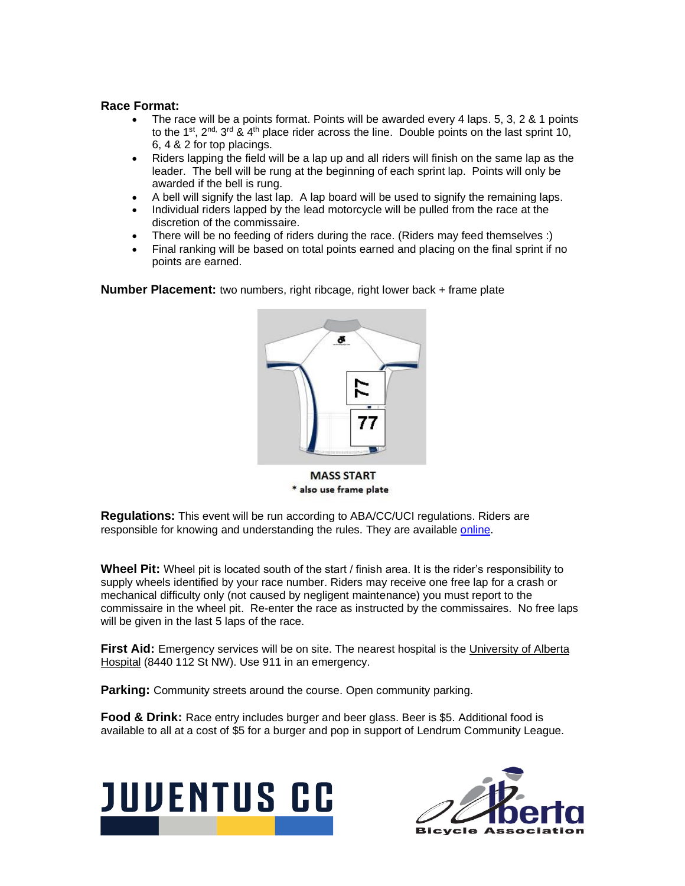**Race Format:**

- The race will be a points format. Points will be awarded every 4 laps. 5, 3, 2 & 1 points to the 1st, 2nd, 3rd & 4th place rider across the line. Double points on the last sprint 10, 6, 4 & 2 for top placings.
- Riders lapping the field will be a lap up and all riders will finish on the same lap as the leader. The bell will be rung at the beginning of each sprint lap. Points will only be awarded if the bell is rung.
- A bell will signify the last lap. A lap board will be used to signify the remaining laps.
- Individual riders lapped by the lead motorcycle will be pulled from the race at the discretion of the commissaire.
- There will be no feeding of riders during the race. (Riders may feed themselves :)
- Final ranking will be based on total points earned and placing on the final sprint if no points are earned.

**Number Placement:** two numbers, right ribcage, right lower back + frame plate

MASS START
* also use frame plate

**Regulations:** This event will be run according to ABA/CC/UCI regulations. Riders are responsible for knowing and understanding the rules. They are available online.

**Wheel Pit:** Wheel pit is located south of the start / finish area. It is the rider's responsibility to supply wheels identified by your race number. Riders may receive one free lap for a crash or mechanical difficulty only (not caused by negligent maintenance) you must report to the commissaire in the wheel pit. Re-enter the race as instructed by the commissaires. No free laps will be given in the last 5 laps of the race.

**First Aid:** Emergency services will be on site. The nearest hospital is the University of Alberta Hospital (8440 112 St NW). Use 911 in an emergency.

**Parking:** Community streets around the course. Open community parking.

**Food & Drink:** Race entry includes burger and beer glass. Beer is $5. Additional food is available to all at a cost of $5 for a burger and pop in support of Lendrum Community League.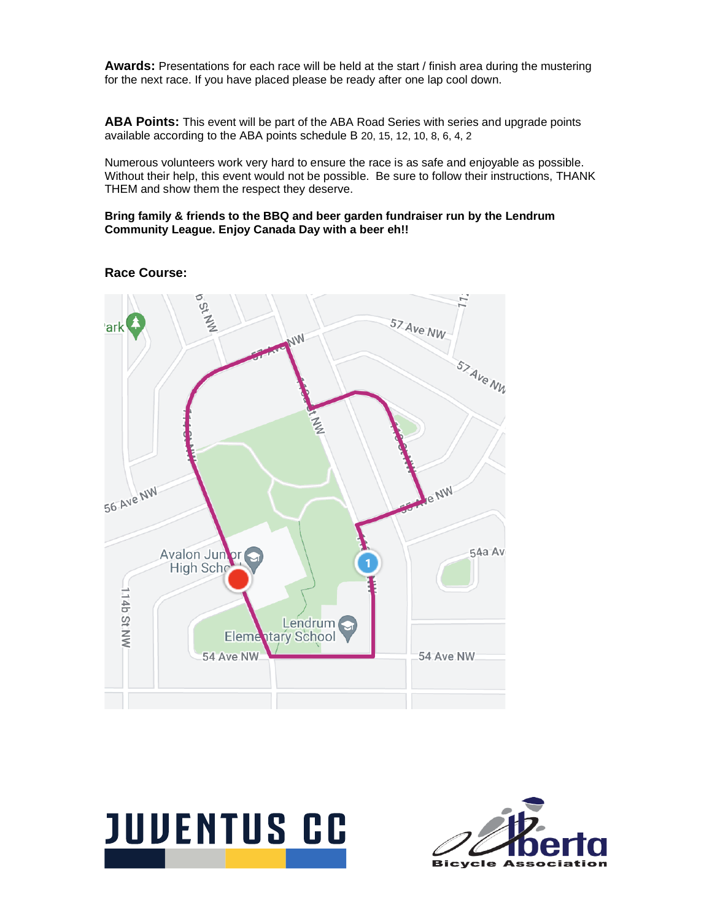**Awards:** Presentations for each race will be held at the start / finish area during the mustering for the next race. If you have placed please be ready after one lap cool down.

**ABA Points:** This event will be part of the ABA Road Series with series and upgrade points available according to the ABA points schedule B 20, 15, 12, 10, 8, 6, 4, 2

Numerous volunteers work very hard to ensure the race is as safe and enjoyable as possible. Without their help, this event would not be possible. Be sure to follow their instructions, THANK THEM and show them the respect they deserve.

**Bring family & friends to the BBQ and beer garden fundraiser run by the Lendrum Community League. Enjoy Canada Day with a beer eh!!**

**Race Course:**

57 Ave NW
57 Ave NW
56 Ave NW
55 Ave NW
54a Av
54 Ave NW
54 Ave NW
114b St NW
Avalon Junior High School
Lendrum Elementary School
1

JUVENTUS CC

Alberta Bicycle Association